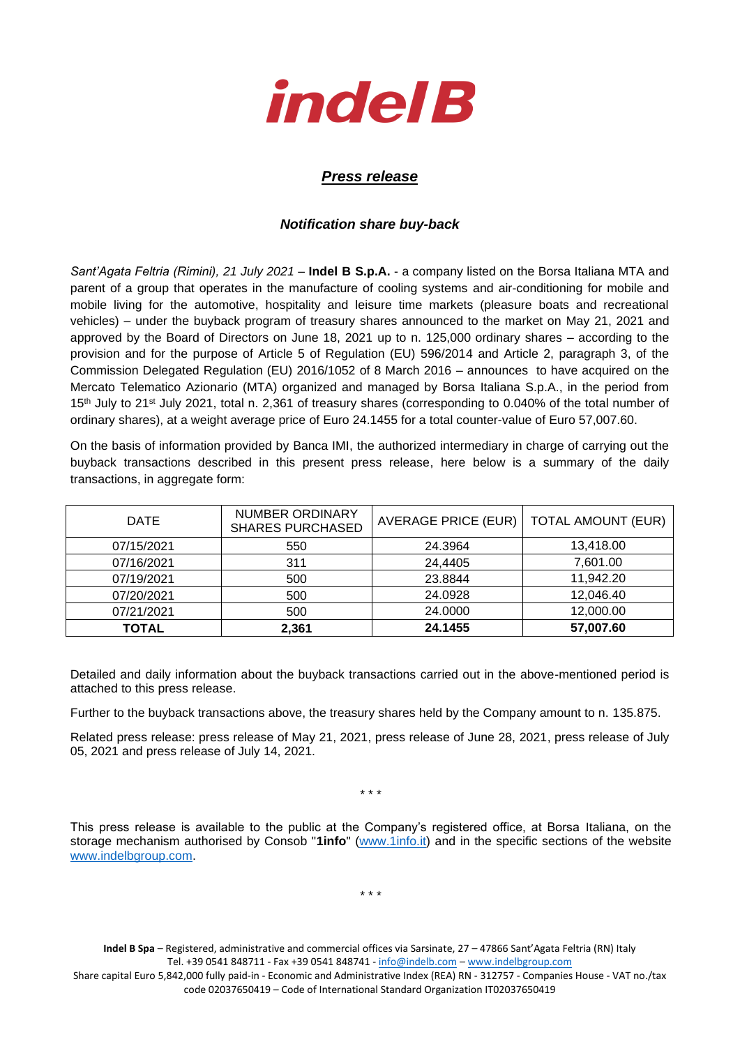# indel B

## *Press release*

### *Notification share buy-back*

*Sant'Agata Feltria (Rimini), 21 July 2021* – **Indel B S.p.A.** - a company listed on the Borsa Italiana MTA and parent of a group that operates in the manufacture of cooling systems and air-conditioning for mobile and mobile living for the automotive, hospitality and leisure time markets (pleasure boats and recreational vehicles) – under the buyback program of treasury shares announced to the market on May 21, 2021 and approved by the Board of Directors on June 18, 2021 up to n. 125,000 ordinary shares – according to the provision and for the purpose of Article 5 of Regulation (EU) 596/2014 and Article 2, paragraph 3, of the Commission Delegated Regulation (EU) 2016/1052 of 8 March 2016 – announces to have acquired on the Mercato Telematico Azionario (MTA) organized and managed by Borsa Italiana S.p.A., in the period from 15th July to 21st July 2021, total n. 2,361 of treasury shares (corresponding to 0.040% of the total number of ordinary shares), at a weight average price of Euro 24.1455 for a total counter-value of Euro 57,007.60.

On the basis of information provided by Banca IMI, the authorized intermediary in charge of carrying out the buyback transactions described in this present press release, here below is a summary of the daily transactions, in aggregate form:

| DATE | NUMBER ORDINARY SHARES PURCHASED | AVERAGE PRICE (EUR) | TOTAL AMOUNT (EUR) |
|---|---|---|---|
| 07/15/2021 | 550 | 24.3964 | 13,418.00 |
| 07/16/2021 | 311 | 24,4405 | 7,601.00 |
| 07/19/2021 | 500 | 23.8844 | 11,942.20 |
| 07/20/2021 | 500 | 24.0928 | 12,046.40 |
| 07/21/2021 | 500 | 24.0000 | 12,000.00 |
| **TOTAL** | **2,361** | **24.1455** | **57,007.60** |

Detailed and daily information about the buyback transactions carried out in the above-mentioned period is attached to this press release.

Further to the buyback transactions above, the treasury shares held by the Company amount to n. 135.875.

Related press release: press release of May 21, 2021, press release of June 28, 2021, press release of July 05, 2021 and press release of July 14, 2021.

\* \* \*

This press release is available to the public at the Company's registered office, at Borsa Italiana, on the storage mechanism authorised by Consob "**1info**" (www.1info.it) and in the specific sections of the website www.indelbgroup.com.

\* \* \*

**Indel B Spa** – Registered, administrative and commercial offices via Sarsinate, 27 – 47866 Sant'Agata Feltria (RN) Italy
Tel. +39 0541 848711 - Fax +39 0541 848741 - info@indelb.com – www.indelbgroup.com
Share capital Euro 5,842,000 fully paid-in - Economic and Administrative Index (REA) RN - 312757 - Companies House - VAT no./tax code 02037650419 – Code of International Standard Organization IT02037650419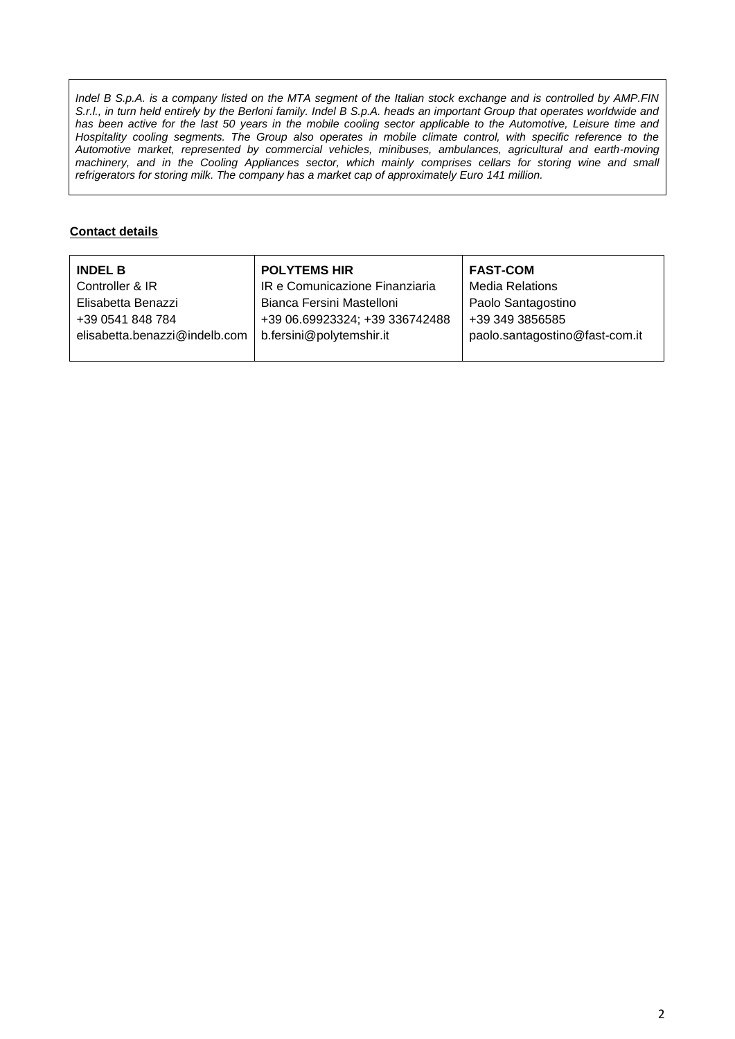*Indel B S.p.A. is a company listed on the MTA segment of the Italian stock exchange and is controlled by AMP.FIN S.r.l., in turn held entirely by the Berloni family. Indel B S.p.A. heads an important Group that operates worldwide and has been active for the last 50 years in the mobile cooling sector applicable to the Automotive, Leisure time and Hospitality cooling segments. The Group also operates in mobile climate control, with specific reference to the Automotive market, represented by commercial vehicles, minibuses, ambulances, agricultural and earth-moving machinery, and in the Cooling Appliances sector, which mainly comprises cellars for storing wine and small refrigerators for storing milk. The company has a market cap of approximately Euro 141 million.*

**Contact details**

| **INDEL B** | **POLYTEMS HIR** | **FAST-COM** |
|---|---|---|
| Controller & IR | IR e Comunicazione Finanziaria | Media Relations |
| Elisabetta Benazzi | Bianca Fersini Mastelloni | Paolo Santagostino |
| +39 0541 848 784 | +39 06.69923324; +39 336742488 | +39 349 3856585 |
| elisabetta.benazzi@indelb.com | b.fersini@polytemshir.it | paolo.santagostino@fast-com.it |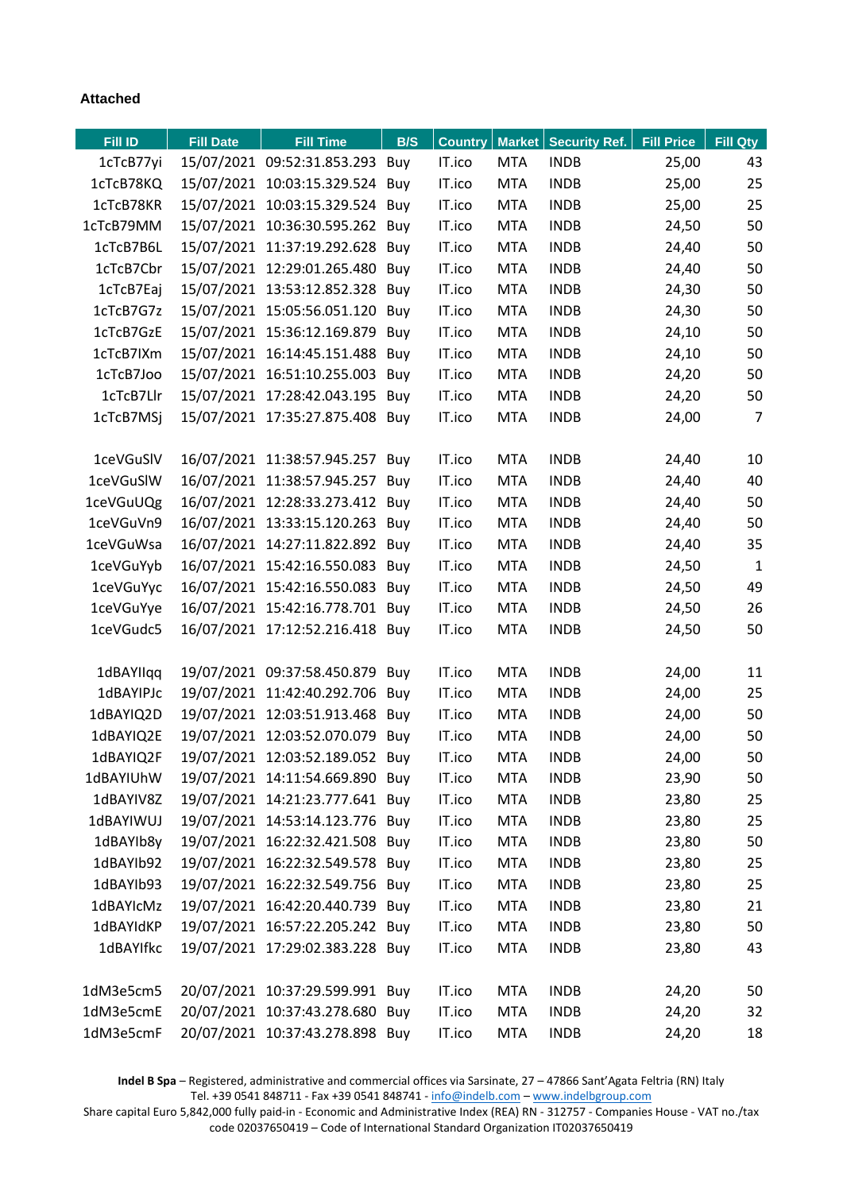**Attached**

| Fill ID | Fill Date | Fill Time | B/S | Country | Market | Security Ref. | Fill Price | Fill Qty |
|---|---|---|---|---|---|---|---|---|
| 1cTcB77yi | 15/07/2021 | 09:52:31.853.293 | Buy | IT.ico | MTA | INDB | 25,00 | 43 |
| 1cTcB78KQ | 15/07/2021 | 10:03:15.329.524 | Buy | IT.ico | MTA | INDB | 25,00 | 25 |
| 1cTcB78KR | 15/07/2021 | 10:03:15.329.524 | Buy | IT.ico | MTA | INDB | 25,00 | 25 |
| 1cTcB79MM | 15/07/2021 | 10:36:30.595.262 | Buy | IT.ico | MTA | INDB | 24,50 | 50 |
| 1cTcB7B6L | 15/07/2021 | 11:37:19.292.628 | Buy | IT.ico | MTA | INDB | 24,40 | 50 |
| 1cTcB7Cbr | 15/07/2021 | 12:29:01.265.480 | Buy | IT.ico | MTA | INDB | 24,40 | 50 |
| 1cTcB7Eaj | 15/07/2021 | 13:53:12.852.328 | Buy | IT.ico | MTA | INDB | 24,30 | 50 |
| 1cTcB7G7z | 15/07/2021 | 15:05:56.051.120 | Buy | IT.ico | MTA | INDB | 24,30 | 50 |
| 1cTcB7GzE | 15/07/2021 | 15:36:12.169.879 | Buy | IT.ico | MTA | INDB | 24,10 | 50 |
| 1cTcB7IXm | 15/07/2021 | 16:14:45.151.488 | Buy | IT.ico | MTA | INDB | 24,10 | 50 |
| 1cTcB7Joo | 15/07/2021 | 16:51:10.255.003 | Buy | IT.ico | MTA | INDB | 24,20 | 50 |
| 1cTcB7Llr | 15/07/2021 | 17:28:42.043.195 | Buy | IT.ico | MTA | INDB | 24,20 | 50 |
| 1cTcB7MSj | 15/07/2021 | 17:35:27.875.408 | Buy | IT.ico | MTA | INDB | 24,00 | 7 |
| | | | | | | | | |
| 1ceVGuSlV | 16/07/2021 | 11:38:57.945.257 | Buy | IT.ico | MTA | INDB | 24,40 | 10 |
| 1ceVGuSlW | 16/07/2021 | 11:38:57.945.257 | Buy | IT.ico | MTA | INDB | 24,40 | 40 |
| 1ceVGuUQg | 16/07/2021 | 12:28:33.273.412 | Buy | IT.ico | MTA | INDB | 24,40 | 50 |
| 1ceVGuVn9 | 16/07/2021 | 13:33:15.120.263 | Buy | IT.ico | MTA | INDB | 24,40 | 50 |
| 1ceVGuWsa | 16/07/2021 | 14:27:11.822.892 | Buy | IT.ico | MTA | INDB | 24,40 | 35 |
| 1ceVGuYyb | 16/07/2021 | 15:42:16.550.083 | Buy | IT.ico | MTA | INDB | 24,50 | 1 |
| 1ceVGuYyc | 16/07/2021 | 15:42:16.550.083 | Buy | IT.ico | MTA | INDB | 24,50 | 49 |
| 1ceVGuYye | 16/07/2021 | 15:42:16.778.701 | Buy | IT.ico | MTA | INDB | 24,50 | 26 |
| 1ceVGudc5 | 16/07/2021 | 17:12:52.216.418 | Buy | IT.ico | MTA | INDB | 24,50 | 50 |
| | | | | | | | | |
| 1dBAYIlqq | 19/07/2021 | 09:37:58.450.879 | Buy | IT.ico | MTA | INDB | 24,00 | 11 |
| 1dBAYIPJc | 19/07/2021 | 11:42:40.292.706 | Buy | IT.ico | MTA | INDB | 24,00 | 25 |
| 1dBAYIQ2D | 19/07/2021 | 12:03:51.913.468 | Buy | IT.ico | MTA | INDB | 24,00 | 50 |
| 1dBAYIQ2E | 19/07/2021 | 12:03:52.070.079 | Buy | IT.ico | MTA | INDB | 24,00 | 50 |
| 1dBAYIQ2F | 19/07/2021 | 12:03:52.189.052 | Buy | IT.ico | MTA | INDB | 24,00 | 50 |
| 1dBAYIUhW | 19/07/2021 | 14:11:54.669.890 | Buy | IT.ico | MTA | INDB | 23,90 | 50 |
| 1dBAYIV8Z | 19/07/2021 | 14:21:23.777.641 | Buy | IT.ico | MTA | INDB | 23,80 | 25 |
| 1dBAYIWUJ | 19/07/2021 | 14:53:14.123.776 | Buy | IT.ico | MTA | INDB | 23,80 | 25 |
| 1dBAYIb8y | 19/07/2021 | 16:22:32.421.508 | Buy | IT.ico | MTA | INDB | 23,80 | 50 |
| 1dBAYIb92 | 19/07/2021 | 16:22:32.549.578 | Buy | IT.ico | MTA | INDB | 23,80 | 25 |
| 1dBAYIb93 | 19/07/2021 | 16:22:32.549.756 | Buy | IT.ico | MTA | INDB | 23,80 | 25 |
| 1dBAYIcMz | 19/07/2021 | 16:42:20.440.739 | Buy | IT.ico | MTA | INDB | 23,80 | 21 |
| 1dBAYIdKP | 19/07/2021 | 16:57:22.205.242 | Buy | IT.ico | MTA | INDB | 23,80 | 50 |
| 1dBAYIfkc | 19/07/2021 | 17:29:02.383.228 | Buy | IT.ico | MTA | INDB | 23,80 | 43 |
| | | | | | | | | |
| 1dM3e5cm5 | 20/07/2021 | 10:37:29.599.991 | Buy | IT.ico | MTA | INDB | 24,20 | 50 |
| 1dM3e5cmE | 20/07/2021 | 10:37:43.278.680 | Buy | IT.ico | MTA | INDB | 24,20 | 32 |
| 1dM3e5cmF | 20/07/2021 | 10:37:43.278.898 | Buy | IT.ico | MTA | INDB | 24,20 | 18 |

**Indel B Spa** – Registered, administrative and commercial offices via Sarsinate, 27 – 47866 Sant'Agata Feltria (RN) Italy
Tel. +39 0541 848711 - Fax +39 0541 848741 - info@indelb.com – www.indelbgroup.com
Share capital Euro 5,842,000 fully paid-in - Economic and Administrative Index (REA) RN - 312757 - Companies House - VAT no./tax code 02037650419 – Code of International Standard Organization IT02037650419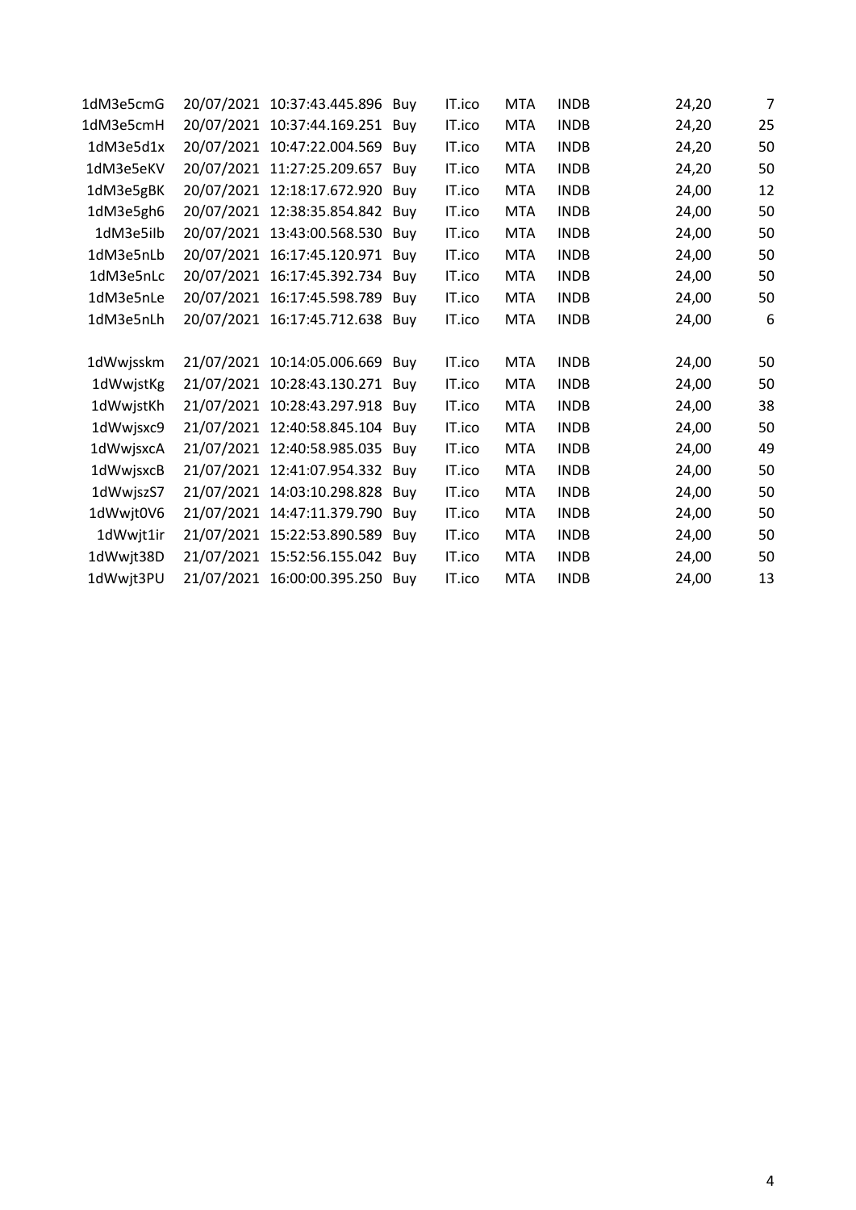| | | | | | | | | |
|---|---|---|---|---|---|---|---|---|
| 1dM3e5cmG | 20/07/2021 | 10:37:43.445.896 | Buy | IT.ico | MTA | INDB | 24,20 | 7 |
| 1dM3e5cmH | 20/07/2021 | 10:37:44.169.251 | Buy | IT.ico | MTA | INDB | 24,20 | 25 |
| 1dM3e5d1x | 20/07/2021 | 10:47:22.004.569 | Buy | IT.ico | MTA | INDB | 24,20 | 50 |
| 1dM3e5eKV | 20/07/2021 | 11:27:25.209.657 | Buy | IT.ico | MTA | INDB | 24,20 | 50 |
| 1dM3e5gBK | 20/07/2021 | 12:18:17.672.920 | Buy | IT.ico | MTA | INDB | 24,00 | 12 |
| 1dM3e5gh6 | 20/07/2021 | 12:38:35.854.842 | Buy | IT.ico | MTA | INDB | 24,00 | 50 |
| 1dM3e5iIb | 20/07/2021 | 13:43:00.568.530 | Buy | IT.ico | MTA | INDB | 24,00 | 50 |
| 1dM3e5nLb | 20/07/2021 | 16:17:45.120.971 | Buy | IT.ico | MTA | INDB | 24,00 | 50 |
| 1dM3e5nLc | 20/07/2021 | 16:17:45.392.734 | Buy | IT.ico | MTA | INDB | 24,00 | 50 |
| 1dM3e5nLe | 20/07/2021 | 16:17:45.598.789 | Buy | IT.ico | MTA | INDB | 24,00 | 50 |
| 1dM3e5nLh | 20/07/2021 | 16:17:45.712.638 | Buy | IT.ico | MTA | INDB | 24,00 | 6 |
| | | | | | | | | |
| 1dWwjsskm | 21/07/2021 | 10:14:05.006.669 | Buy | IT.ico | MTA | INDB | 24,00 | 50 |
| 1dWwjstKg | 21/07/2021 | 10:28:43.130.271 | Buy | IT.ico | MTA | INDB | 24,00 | 50 |
| 1dWwjstKh | 21/07/2021 | 10:28:43.297.918 | Buy | IT.ico | MTA | INDB | 24,00 | 38 |
| 1dWwjsxc9 | 21/07/2021 | 12:40:58.845.104 | Buy | IT.ico | MTA | INDB | 24,00 | 50 |
| 1dWwjsxcA | 21/07/2021 | 12:40:58.985.035 | Buy | IT.ico | MTA | INDB | 24,00 | 49 |
| 1dWwjsxcB | 21/07/2021 | 12:41:07.954.332 | Buy | IT.ico | MTA | INDB | 24,00 | 50 |
| 1dWwjszS7 | 21/07/2021 | 14:03:10.298.828 | Buy | IT.ico | MTA | INDB | 24,00 | 50 |
| 1dWwjt0V6 | 21/07/2021 | 14:47:11.379.790 | Buy | IT.ico | MTA | INDB | 24,00 | 50 |
| 1dWwjt1ir | 21/07/2021 | 15:22:53.890.589 | Buy | IT.ico | MTA | INDB | 24,00 | 50 |
| 1dWwjt38D | 21/07/2021 | 15:52:56.155.042 | Buy | IT.ico | MTA | INDB | 24,00 | 50 |
| 1dWwjt3PU | 21/07/2021 | 16:00:00.395.250 | Buy | IT.ico | MTA | INDB | 24,00 | 13 |